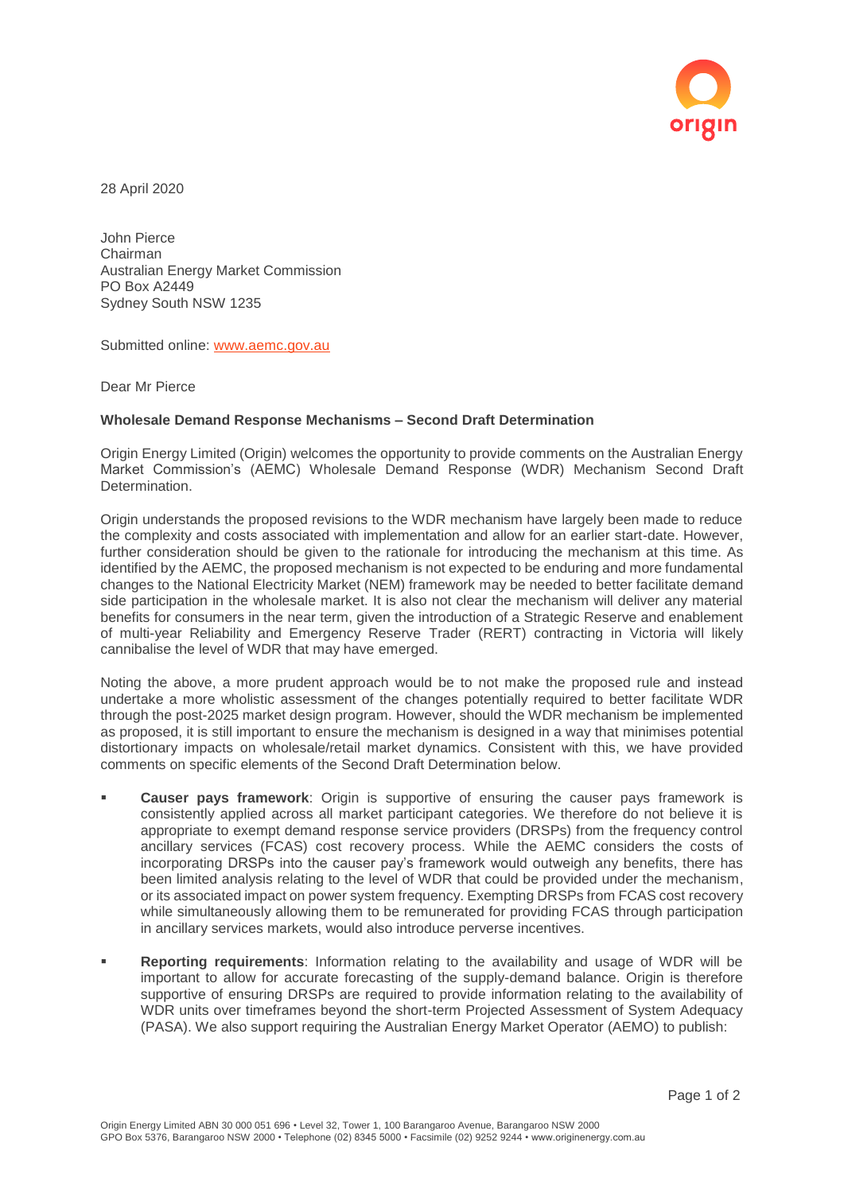28 April 2020

John Pierce
Chairman
Australian Energy Market Commission
PO Box A2449
Sydney South NSW 1235

Submitted online: [www.aemc.gov.au](http://www.aemc.gov.au)

Dear Mr Pierce

**Wholesale Demand Response Mechanisms – Second Draft Determination**

Origin Energy Limited (Origin) welcomes the opportunity to provide comments on the Australian Energy Market Commission's (AEMC) Wholesale Demand Response (WDR) Mechanism Second Draft Determination.

Origin understands the proposed revisions to the WDR mechanism have largely been made to reduce the complexity and costs associated with implementation and allow for an earlier start-date. However, further consideration should be given to the rationale for introducing the mechanism at this time. As identified by the AEMC, the proposed mechanism is not expected to be enduring and more fundamental changes to the National Electricity Market (NEM) framework may be needed to better facilitate demand side participation in the wholesale market. It is also not clear the mechanism will deliver any material benefits for consumers in the near term, given the introduction of a Strategic Reserve and enablement of multi-year Reliability and Emergency Reserve Trader (RERT) contracting in Victoria will likely cannibalise the level of WDR that may have emerged.

Noting the above, a more prudent approach would be to not make the proposed rule and instead undertake a more wholistic assessment of the changes potentially required to better facilitate WDR through the post-2025 market design program. However, should the WDR mechanism be implemented as proposed, it is still important to ensure the mechanism is designed in a way that minimises potential distortionary impacts on wholesale/retail market dynamics. Consistent with this, we have provided comments on specific elements of the Second Draft Determination below.

- **Causer pays framework**: Origin is supportive of ensuring the causer pays framework is consistently applied across all market participant categories. We therefore do not believe it is appropriate to exempt demand response service providers (DRSPs) from the frequency control ancillary services (FCAS) cost recovery process. While the AEMC considers the costs of incorporating DRSPs into the causer pay's framework would outweigh any benefits, there has been limited analysis relating to the level of WDR that could be provided under the mechanism, or its associated impact on power system frequency. Exempting DRSPs from FCAS cost recovery while simultaneously allowing them to be remunerated for providing FCAS through participation in ancillary services markets, would also introduce perverse incentives.
- **Reporting requirements**: Information relating to the availability and usage of WDR will be important to allow for accurate forecasting of the supply-demand balance. Origin is therefore supportive of ensuring DRSPs are required to provide information relating to the availability of WDR units over timeframes beyond the short-term Projected Assessment of System Adequacy (PASA). We also support requiring the Australian Energy Market Operator (AEMO) to publish:

Origin Energy Limited ABN 30 000 051 696 • Level 32, Tower 1, 100 Barangaroo Avenue, Barangaroo NSW 2000
GPO Box 5376, Barangaroo NSW 2000 • Telephone (02) 8345 5000 • Facsimile (02) 9252 9244 • www.originenergy.com.au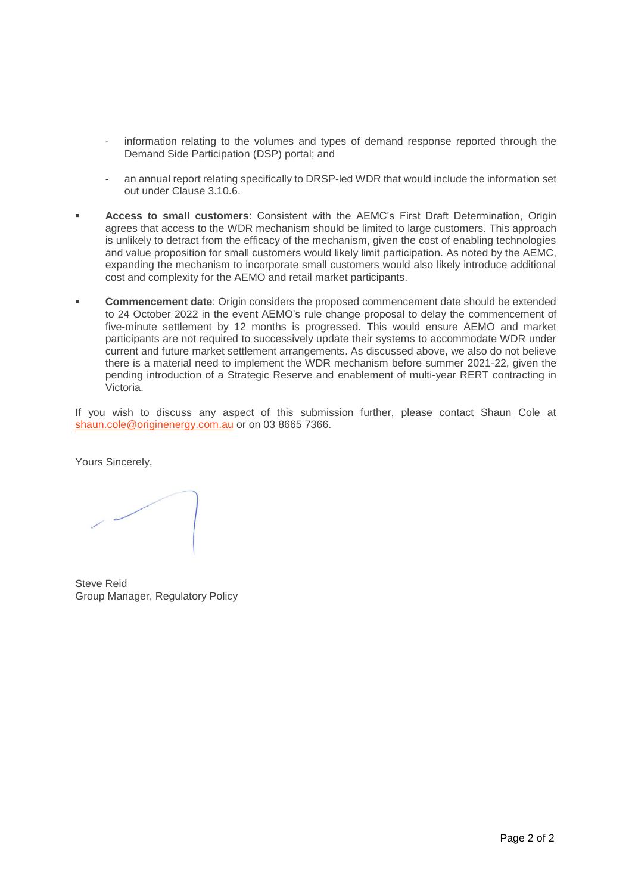- information relating to the volumes and types of demand response reported through the Demand Side Participation (DSP) portal; and

  - an annual report relating specifically to DRSP-led WDR that would include the information set out under Clause 3.10.6.

- **Access to small customers**: Consistent with the AEMC's First Draft Determination, Origin agrees that access to the WDR mechanism should be limited to large customers. This approach is unlikely to detract from the efficacy of the mechanism, given the cost of enabling technologies and value proposition for small customers would likely limit participation. As noted by the AEMC, expanding the mechanism to incorporate small customers would also likely introduce additional cost and complexity for the AEMO and retail market participants.

- **Commencement date**: Origin considers the proposed commencement date should be extended to 24 October 2022 in the event AEMO's rule change proposal to delay the commencement of five-minute settlement by 12 months is progressed. This would ensure AEMO and market participants are not required to successively update their systems to accommodate WDR under current and future market settlement arrangements. As discussed above, we also do not believe there is a material need to implement the WDR mechanism before summer 2021-22, given the pending introduction of a Strategic Reserve and enablement of multi-year RERT contracting in Victoria.

If you wish to discuss any aspect of this submission further, please contact Shaun Cole at shaun.cole@originenergy.com.au or on 03 8665 7366.

Yours Sincerely,

Steve Reid
Group Manager, Regulatory Policy